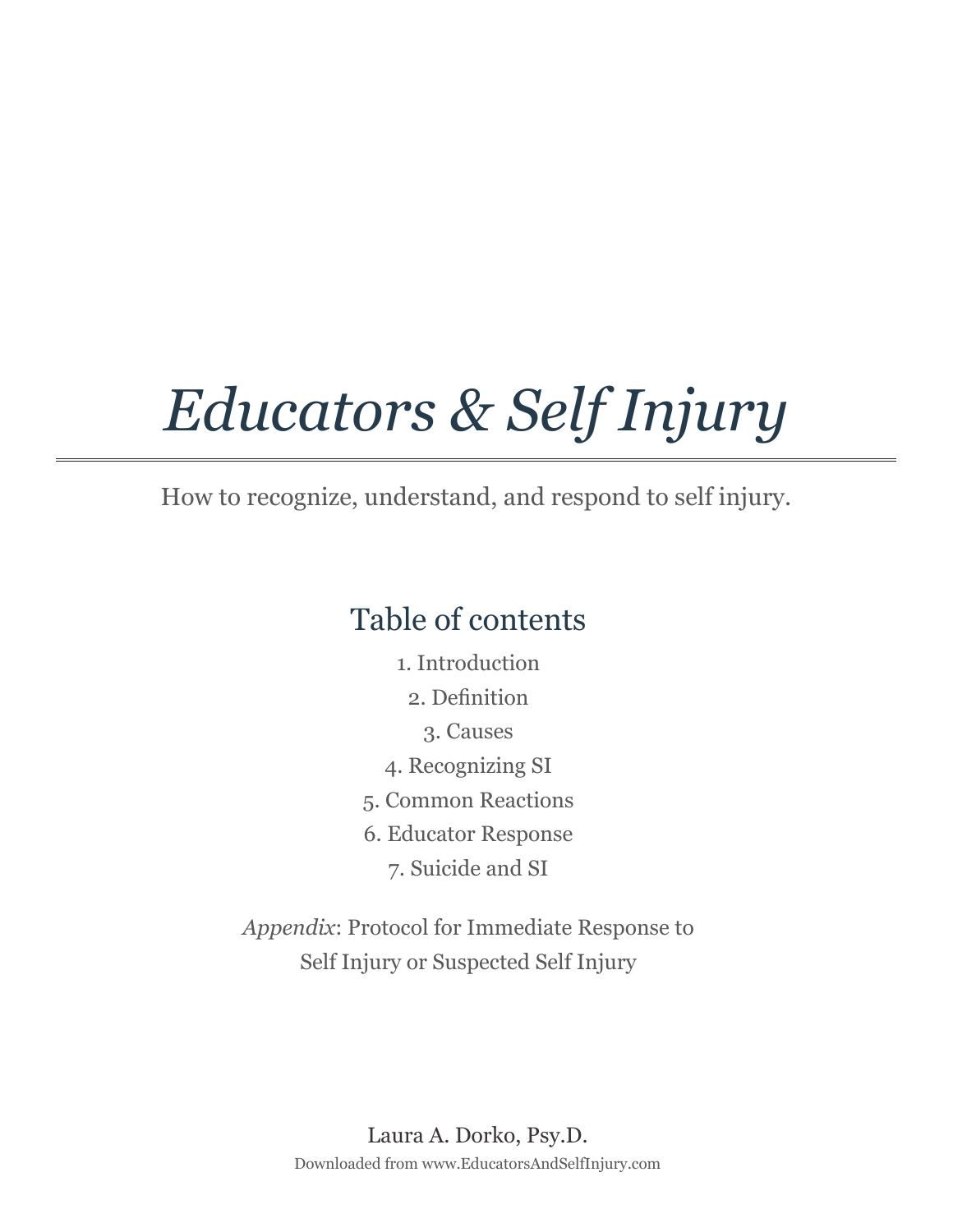# *Educators & Self Injury*

How to recognize, understand, and respond to self injury.

## Table of contents

1. Introduction
2. Definition
3. Causes
4. Recognizing SI
5. Common Reactions
6. Educator Response
7. Suicide and SI

*Appendix*: Protocol for Immediate Response to Self Injury or Suspected Self Injury

Laura A. Dorko, Psy.D.

Downloaded from www.EducatorsAndSelfInjury.com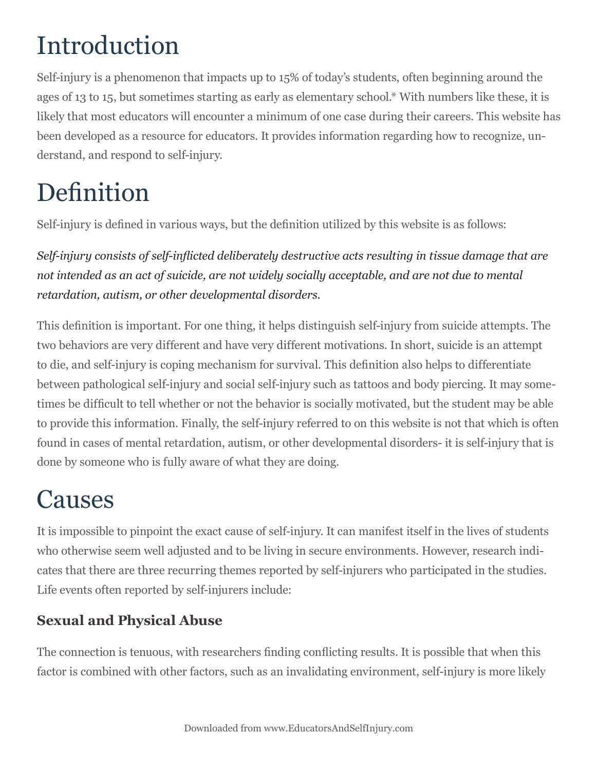# Introduction

Self-injury is a phenomenon that impacts up to 15% of today's students, often beginning around the ages of 13 to 15, but sometimes starting as early as elementary school.* With numbers like these, it is likely that most educators will encounter a minimum of one case during their careers. This website has been developed as a resource for educators. It provides information regarding how to recognize, understand, and respond to self-injury.

# Definition

Self-injury is defined in various ways, but the definition utilized by this website is as follows:

*Self-injury consists of self-inflicted deliberately destructive acts resulting in tissue damage that are not intended as an act of suicide, are not widely socially acceptable, and are not due to mental retardation, autism, or other developmental disorders.*

This definition is important. For one thing, it helps distinguish self-injury from suicide attempts. The two behaviors are very different and have very different motivations. In short, suicide is an attempt to die, and self-injury is coping mechanism for survival. This definition also helps to differentiate between pathological self-injury and social self-injury such as tattoos and body piercing. It may sometimes be difficult to tell whether or not the behavior is socially motivated, but the student may be able to provide this information. Finally, the self-injury referred to on this website is not that which is often found in cases of mental retardation, autism, or other developmental disorders- it is self-injury that is done by someone who is fully aware of what they are doing.

# Causes

It is impossible to pinpoint the exact cause of self-injury. It can manifest itself in the lives of students who otherwise seem well adjusted and to be living in secure environments. However, research indicates that there are three recurring themes reported by self-injurers who participated in the studies. Life events often reported by self-injurers include:

### Sexual and Physical Abuse

The connection is tenuous, with researchers finding conflicting results. It is possible that when this factor is combined with other factors, such as an invalidating environment, self-injury is more likely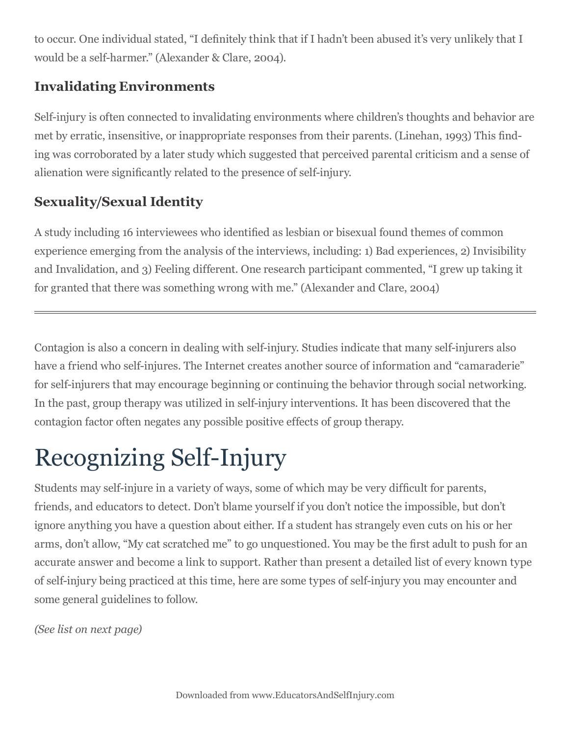to occur. One individual stated, "I definitely think that if I hadn't been abused it's very unlikely that I would be a self-harmer." (Alexander & Clare, 2004).

### Invalidating Environments

Self-injury is often connected to invalidating environments where children's thoughts and behavior are met by erratic, insensitive, or inappropriate responses from their parents. (Linehan, 1993) This finding was corroborated by a later study which suggested that perceived parental criticism and a sense of alienation were significantly related to the presence of self-injury.

### Sexuality/Sexual Identity

A study including 16 interviewees who identified as lesbian or bisexual found themes of common experience emerging from the analysis of the interviews, including: 1) Bad experiences, 2) Invisibility and Invalidation, and 3) Feeling different. One research participant commented, "I grew up taking it for granted that there was something wrong with me." (Alexander and Clare, 2004)

---

Contagion is also a concern in dealing with self-injury. Studies indicate that many self-injurers also have a friend who self-injures. The Internet creates another source of information and "camaraderie" for self-injurers that may encourage beginning or continuing the behavior through social networking. In the past, group therapy was utilized in self-injury interventions. It has been discovered that the contagion factor often negates any possible positive effects of group therapy.

# Recognizing Self-Injury

Students may self-injure in a variety of ways, some of which may be very difficult for parents, friends, and educators to detect. Don't blame yourself if you don't notice the impossible, but don't ignore anything you have a question about either. If a student has strangely even cuts on his or her arms, don't allow, "My cat scratched me" to go unquestioned. You may be the first adult to push for an accurate answer and become a link to support. Rather than present a detailed list of every known type of self-injury being practiced at this time, here are some types of self-injury you may encounter and some general guidelines to follow.

*(See list on next page)*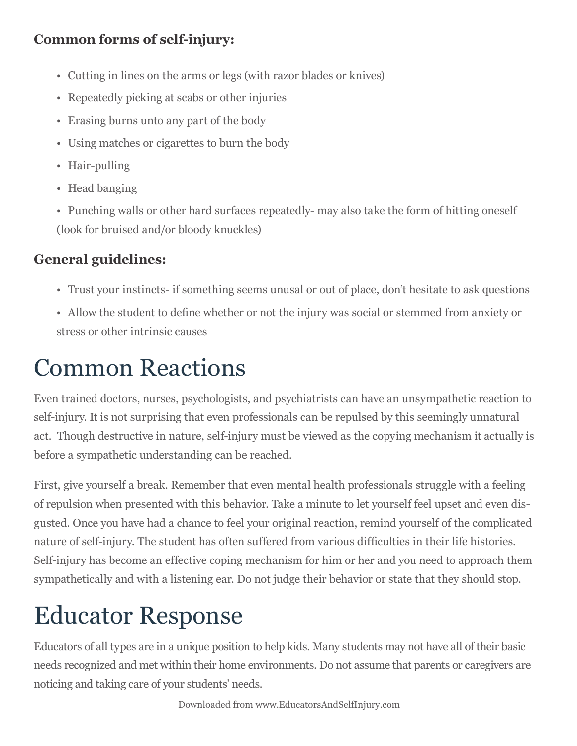**Common forms of self-injury:**

- Cutting in lines on the arms or legs (with razor blades or knives)
- Repeatedly picking at scabs or other injuries
- Erasing burns unto any part of the body
- Using matches or cigarettes to burn the body
- Hair-pulling
- Head banging
- Punching walls or other hard surfaces repeatedly- may also take the form of hitting oneself (look for bruised and/or bloody knuckles)

**General guidelines:**

- Trust your instincts- if something seems unusal or out of place, don't hesitate to ask questions
- Allow the student to define whether or not the injury was social or stemmed from anxiety or stress or other intrinsic causes

# Common Reactions

Even trained doctors, nurses, psychologists, and psychiatrists can have an unsympathetic reaction to self-injury. It is not surprising that even professionals can be repulsed by this seemingly unnatural act. Though destructive in nature, self-injury must be viewed as the copying mechanism it actually is before a sympathetic understanding can be reached.

First, give yourself a break. Remember that even mental health professionals struggle with a feeling of repulsion when presented with this behavior. Take a minute to let yourself feel upset and even disgusted. Once you have had a chance to feel your original reaction, remind yourself of the complicated nature of self-injury. The student has often suffered from various difficulties in their life histories. Self-injury has become an effective coping mechanism for him or her and you need to approach them sympathetically and with a listening ear. Do not judge their behavior or state that they should stop.

# Educator Response

Educators of all types are in a unique position to help kids. Many students may not have all of their basic needs recognized and met within their home environments. Do not assume that parents or caregivers are noticing and taking care of your students' needs.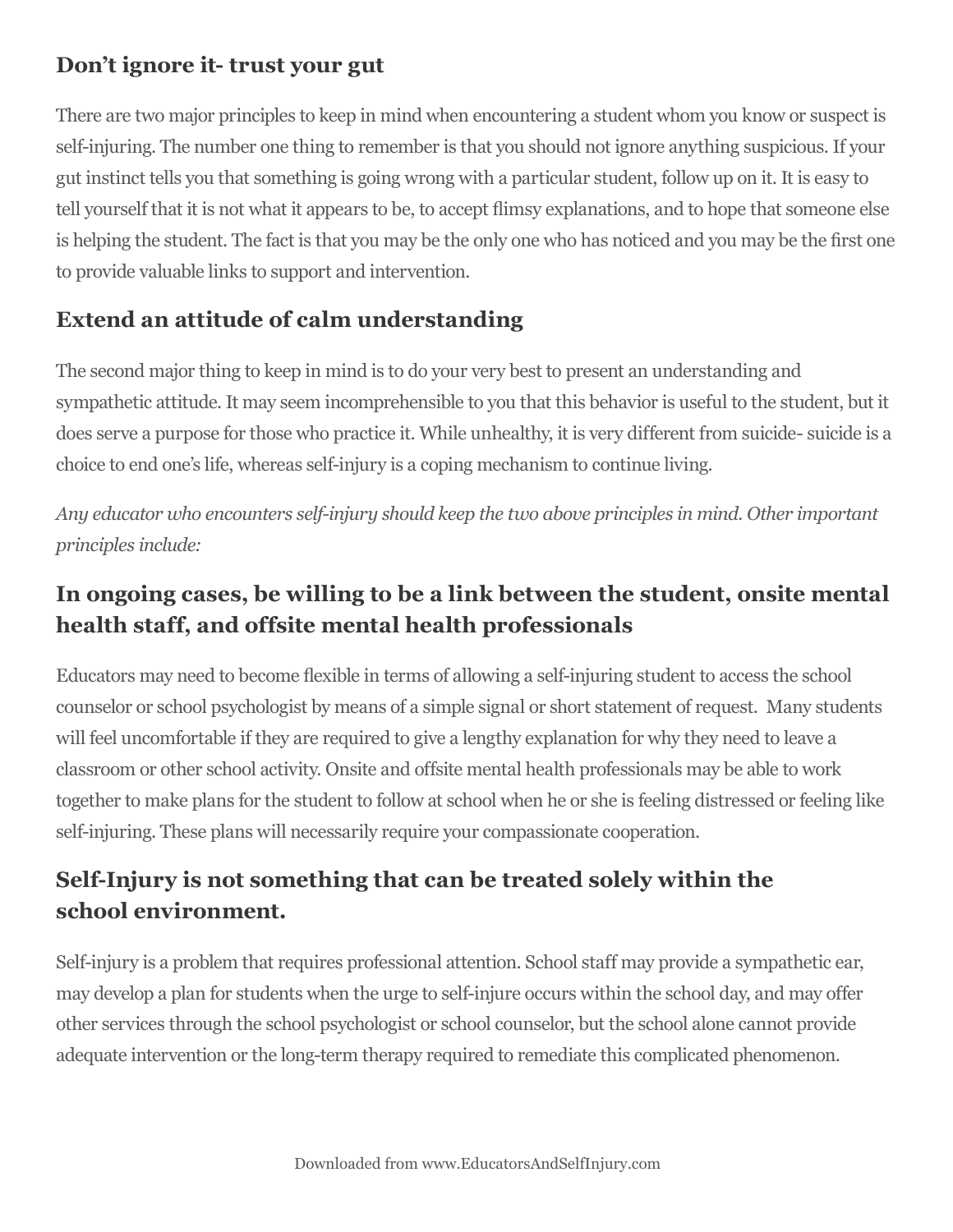## Don't ignore it- trust your gut

There are two major principles to keep in mind when encountering a student whom you know or suspect is self-injuring. The number one thing to remember is that you should not ignore anything suspicious. If your gut instinct tells you that something is going wrong with a particular student, follow up on it. It is easy to tell yourself that it is not what it appears to be, to accept flimsy explanations, and to hope that someone else is helping the student. The fact is that you may be the only one who has noticed and you may be the first one to provide valuable links to support and intervention.

## Extend an attitude of calm understanding

The second major thing to keep in mind is to do your very best to present an understanding and sympathetic attitude. It may seem incomprehensible to you that this behavior is useful to the student, but it does serve a purpose for those who practice it. While unhealthy, it is very different from suicide- suicide is a choice to end one's life, whereas self-injury is a coping mechanism to continue living.

*Any educator who encounters self-injury should keep the two above principles in mind. Other important principles include:*

## In ongoing cases, be willing to be a link between the student, onsite mental health staff, and offsite mental health professionals

Educators may need to become flexible in terms of allowing a self-injuring student to access the school counselor or school psychologist by means of a simple signal or short statement of request. Many students will feel uncomfortable if they are required to give a lengthy explanation for why they need to leave a classroom or other school activity. Onsite and offsite mental health professionals may be able to work together to make plans for the student to follow at school when he or she is feeling distressed or feeling like self-injuring. These plans will necessarily require your compassionate cooperation.

## Self-Injury is not something that can be treated solely within the school environment.

Self-injury is a problem that requires professional attention. School staff may provide a sympathetic ear, may develop a plan for students when the urge to self-injure occurs within the school day, and may offer other services through the school psychologist or school counselor, but the school alone cannot provide adequate intervention or the long-term therapy required to remediate this complicated phenomenon.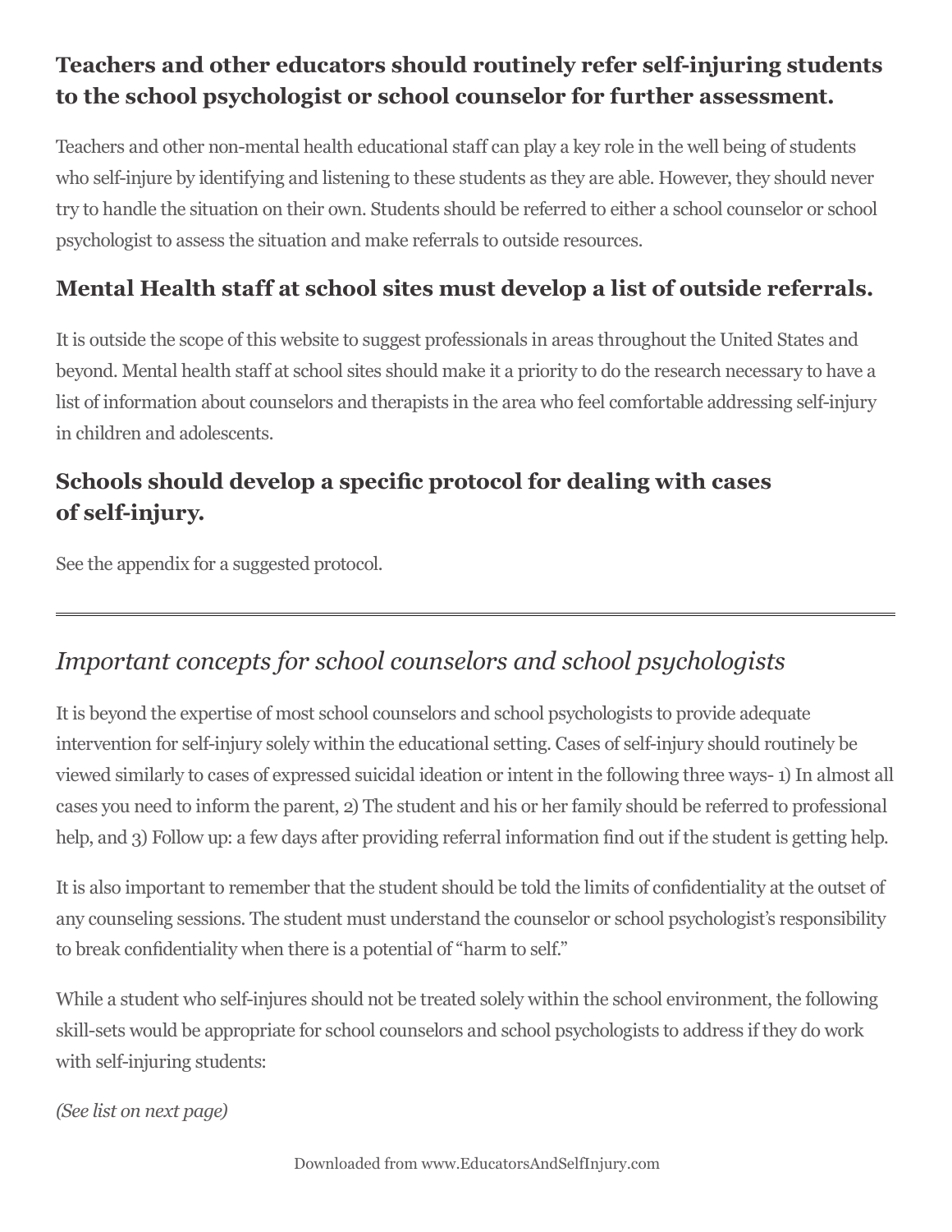### Teachers and other educators should routinely refer self-injuring students to the school psychologist or school counselor for further assessment.

Teachers and other non-mental health educational staff can play a key role in the well being of students who self-injure by identifying and listening to these students as they are able. However, they should never try to handle the situation on their own. Students should be referred to either a school counselor or school psychologist to assess the situation and make referrals to outside resources.

### Mental Health staff at school sites must develop a list of outside referrals.

It is outside the scope of this website to suggest professionals in areas throughout the United States and beyond. Mental health staff at school sites should make it a priority to do the research necessary to have a list of information about counselors and therapists in the area who feel comfortable addressing self-injury in children and adolescents.

### Schools should develop a specific protocol for dealing with cases of self-injury.

See the appendix for a suggested protocol.

---

## *Important concepts for school counselors and school psychologists*

It is beyond the expertise of most school counselors and school psychologists to provide adequate intervention for self-injury solely within the educational setting. Cases of self-injury should routinely be viewed similarly to cases of expressed suicidal ideation or intent in the following three ways- 1) In almost all cases you need to inform the parent, 2) The student and his or her family should be referred to professional help, and 3) Follow up: a few days after providing referral information find out if the student is getting help.

It is also important to remember that the student should be told the limits of confidentiality at the outset of any counseling sessions. The student must understand the counselor or school psychologist's responsibility to break confidentiality when there is a potential of "harm to self."

While a student who self-injures should not be treated solely within the school environment, the following skill-sets would be appropriate for school counselors and school psychologists to address if they do work with self-injuring students:

*(See list on next page)*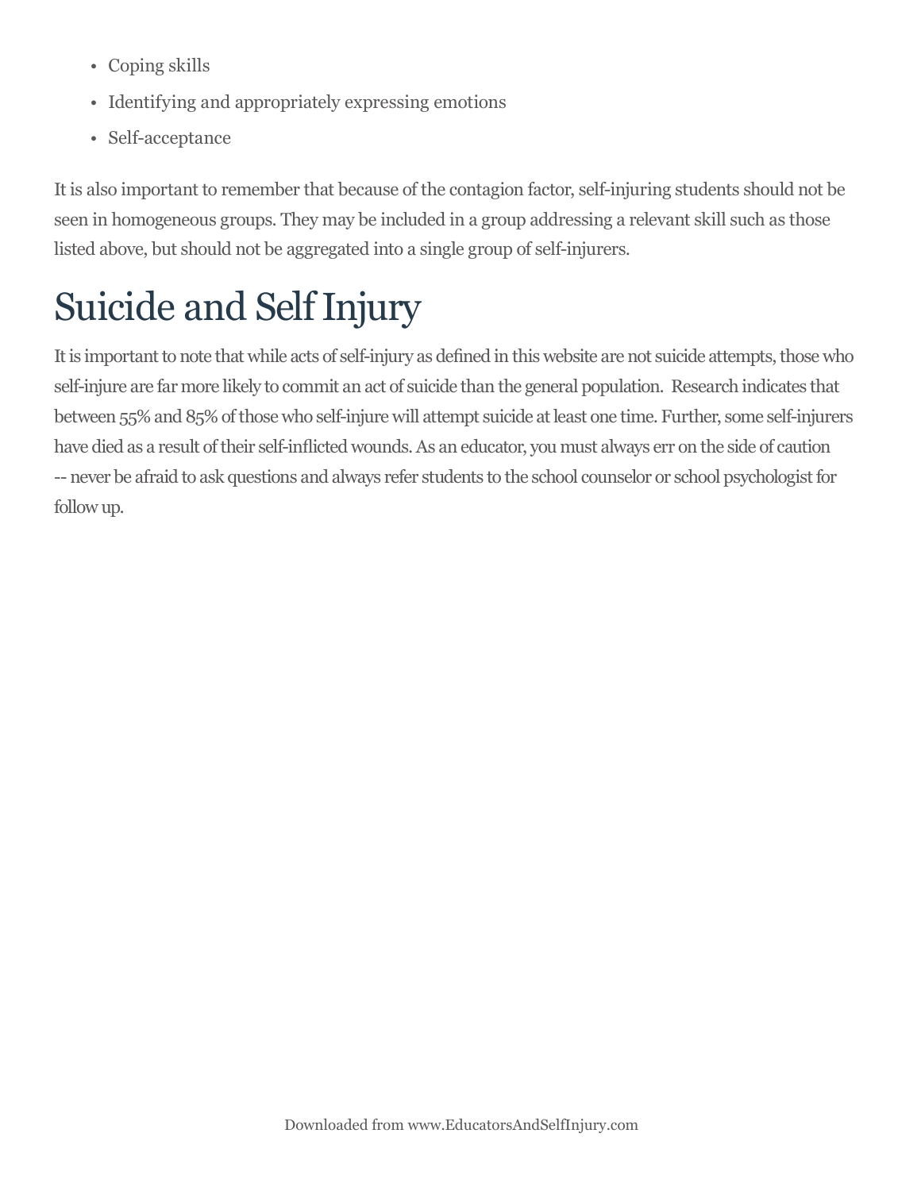- Coping skills
- Identifying and appropriately expressing emotions
- Self-acceptance

It is also important to remember that because of the contagion factor, self-injuring students should not be seen in homogeneous groups. They may be included in a group addressing a relevant skill such as those listed above, but should not be aggregated into a single group of self-injurers.

# Suicide and Self Injury

It is important to note that while acts of self-injury as defined in this website are not suicide attempts, those who self-injure are far more likely to commit an act of suicide than the general population.  Research indicates that between 55% and 85% of those who self-injure will attempt suicide at least one time. Further, some self-injurers have died as a result of their self-inflicted wounds. As an educator, you must always err on the side of caution -- never be afraid to ask questions and always refer students to the school counselor or school psychologist for follow up.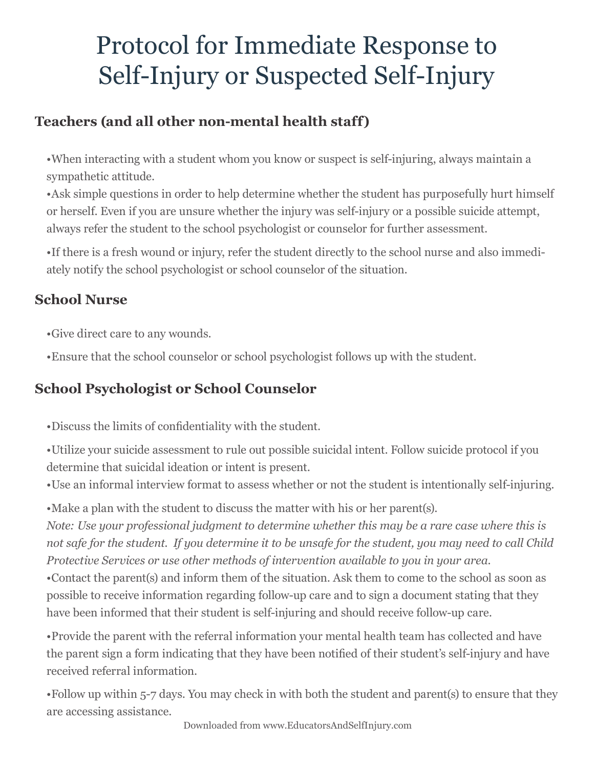# Protocol for Immediate Response to Self-Injury or Suspected Self-Injury

### Teachers (and all other non-mental health staff)

- When interacting with a student whom you know or suspect is self-injuring, always maintain a sympathetic attitude.
- Ask simple questions in order to help determine whether the student has purposefully hurt himself or herself. Even if you are unsure whether the injury was self-injury or a possible suicide attempt, always refer the student to the school psychologist or counselor for further assessment.
- If there is a fresh wound or injury, refer the student directly to the school nurse and also immediately notify the school psychologist or school counselor of the situation.

### School Nurse

- Give direct care to any wounds.
- Ensure that the school counselor or school psychologist follows up with the student.

### School Psychologist or School Counselor

- Discuss the limits of confidentiality with the student.
- Utilize your suicide assessment to rule out possible suicidal intent. Follow suicide protocol if you determine that suicidal ideation or intent is present.
- Use an informal interview format to assess whether or not the student is intentionally self-injuring.
- Make a plan with the student to discuss the matter with his or her parent(s).

*Note: Use your professional judgment to determine whether this may be a rare case where this is not safe for the student. If you determine it to be unsafe for the student, you may need to call Child Protective Services or use other methods of intervention available to you in your area.*

- Contact the parent(s) and inform them of the situation. Ask them to come to the school as soon as possible to receive information regarding follow-up care and to sign a document stating that they have been informed that their student is self-injuring and should receive follow-up care.
- Provide the parent with the referral information your mental health team has collected and have the parent sign a form indicating that they have been notified of their student's self-injury and have received referral information.
- Follow up within 5-7 days. You may check in with both the student and parent(s) to ensure that they are accessing assistance.

Downloaded from www.EducatorsAndSelfInjury.com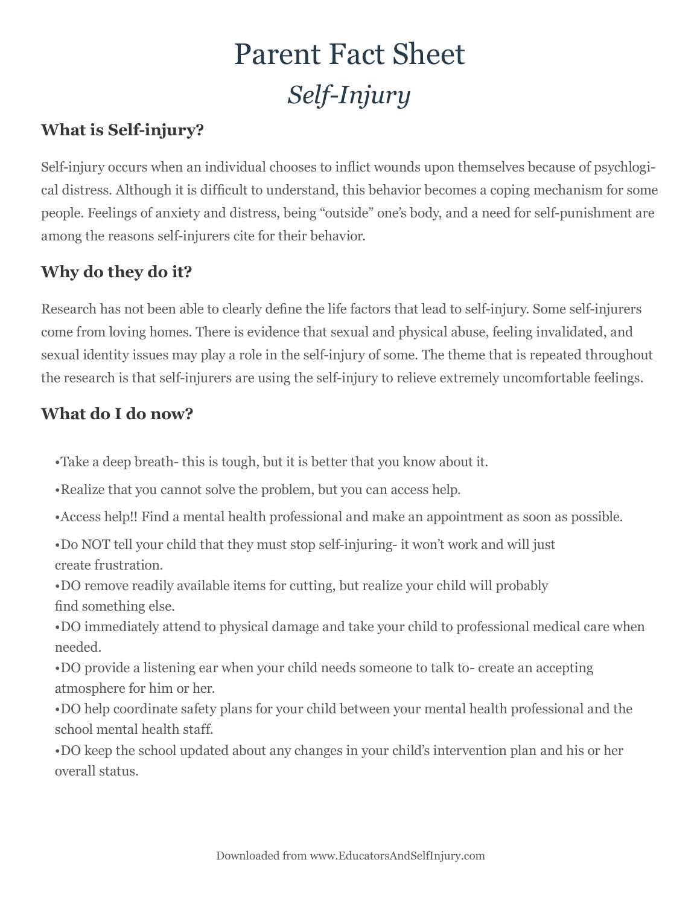# Parent Fact Sheet

## *Self-Injury*

### What is Self-injury?

Self-injury occurs when an individual chooses to inflict wounds upon themselves because of psychological distress. Although it is difficult to understand, this behavior becomes a coping mechanism for some people. Feelings of anxiety and distress, being "outside" one's body, and a need for self-punishment are among the reasons self-injurers cite for their behavior.

### Why do they do it?

Research has not been able to clearly define the life factors that lead to self-injury. Some self-injurers come from loving homes. There is evidence that sexual and physical abuse, feeling invalidated, and sexual identity issues may play a role in the self-injury of some. The theme that is repeated throughout the research is that self-injurers are using the self-injury to relieve extremely uncomfortable feelings.

### What do I do now?

- Take a deep breath- this is tough, but it is better that you know about it.
- Realize that you cannot solve the problem, but you can access help.
- Access help!! Find a mental health professional and make an appointment as soon as possible.
- Do NOT tell your child that they must stop self-injuring- it won't work and will just create frustration.
- DO remove readily available items for cutting, but realize your child will probably find something else.
- DO immediately attend to physical damage and take your child to professional medical care when needed.
- DO provide a listening ear when your child needs someone to talk to- create an accepting atmosphere for him or her.
- DO help coordinate safety plans for your child between your mental health professional and the school mental health staff.
- DO keep the school updated about any changes in your child's intervention plan and his or her overall status.

Downloaded from www.EducatorsAndSelfInjury.com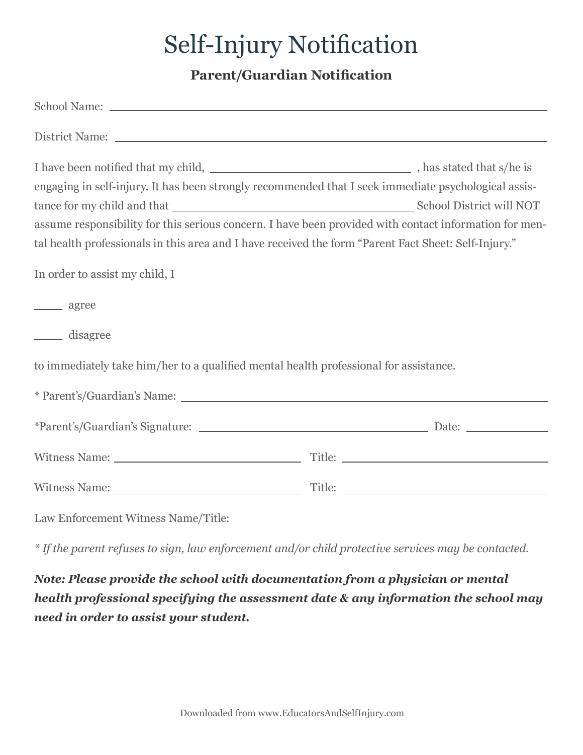# Self-Injury Notification

## Parent/Guardian Notification

School Name: ______________________________________________

District Name: ______________________________________________

I have been notified that my child, ____________________________ , has stated that s/he is engaging in self-injury. It has been strongly recommended that I seek immediate psychological assistance for my child and that ______________________________ School District will NOT assume responsibility for this serious concern. I have been provided with contact information for mental health professionals in this area and I have received the form "Parent Fact Sheet: Self-Injury."

In order to assist my child, I

_____ agree

_____ disagree

to immediately take him/her to a qualified mental health professional for assistance.

* Parent's/Guardian's Name: ______________________________________________

*Parent's/Guardian's Signature: ______________________________ Date: __________

Witness Name: ________________________ Title: ______________________________

Witness Name: ________________________ Title: ______________________________

Law Enforcement Witness Name/Title:

*\* If the parent refuses to sign, law enforcement and/or child protective services may be contacted.*

***Note: Please provide the school with documentation from a physician or mental health professional specifying the assessment date & any information the school may need in order to assist your student.***

Downloaded from www.EducatorsAndSelfInjury.com